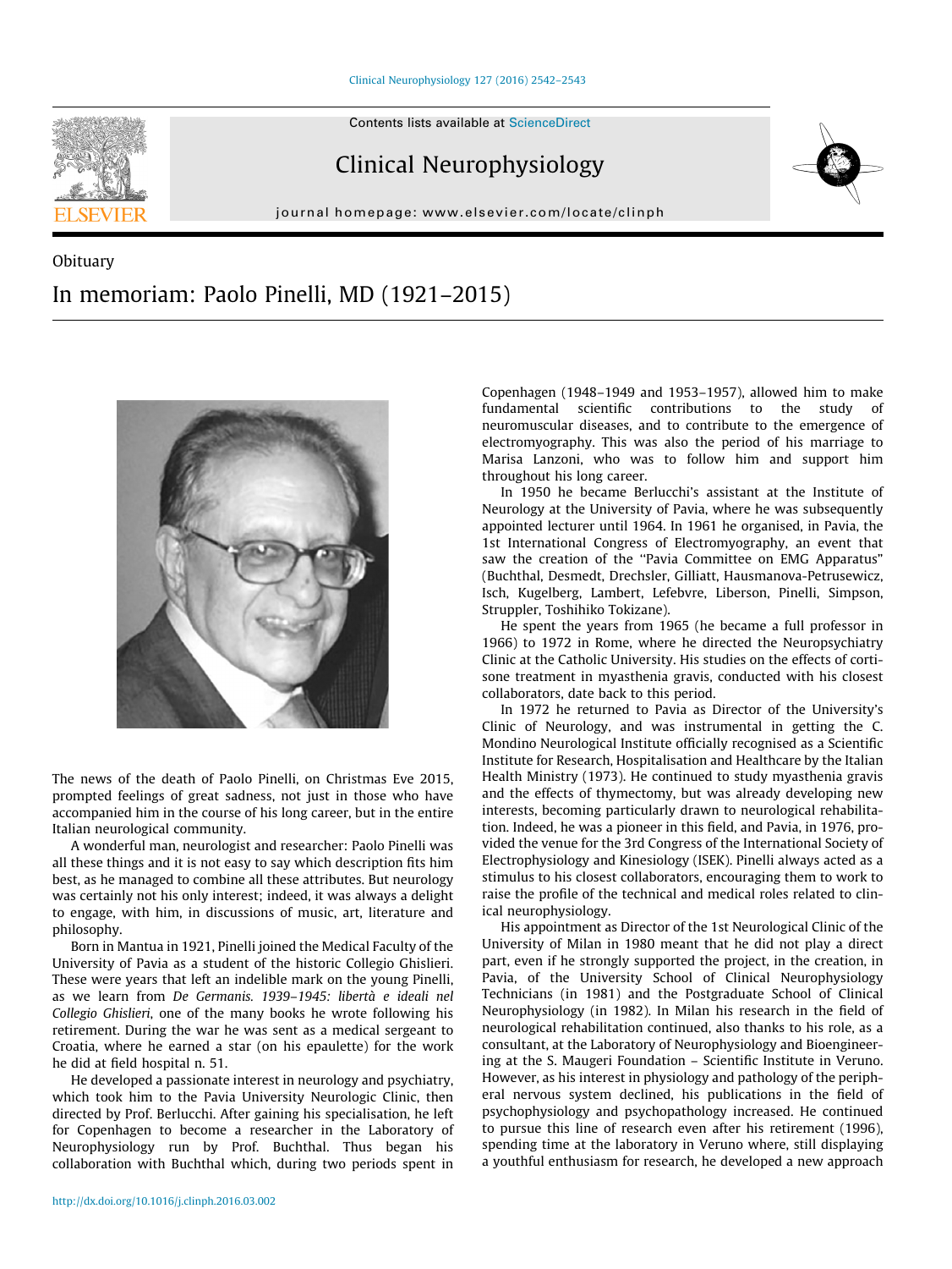Obituary

# In memoriam: Paolo Pinelli, MD (1921–2015)

The news of the death of Paolo Pinelli, on Christmas Eve 2015, prompted feelings of great sadness, not just in those who have accompanied him in the course of his long career, but in the entire Italian neurological community.

A wonderful man, neurologist and researcher: Paolo Pinelli was all these things and it is not easy to say which description fits him best, as he managed to combine all these attributes. But neurology was certainly not his only interest; indeed, it was always a delight to engage, with him, in discussions of music, art, literature and philosophy.

Born in Mantua in 1921, Pinelli joined the Medical Faculty of the University of Pavia as a student of the historic Collegio Ghislieri. These were years that left an indelible mark on the young Pinelli, as we learn from *De Germanis. 1939–1945: libertà e ideali nel Collegio Ghislieri*, one of the many books he wrote following his retirement. During the war he was sent as a medical sergeant to Croatia, where he earned a star (on his epaulette) for the work he did at field hospital n. 51.

He developed a passionate interest in neurology and psychiatry, which took him to the Pavia University Neurologic Clinic, then directed by Prof. Berlucchi. After gaining his specialisation, he left for Copenhagen to become a researcher in the Laboratory of Neurophysiology run by Prof. Buchthal. Thus began his collaboration with Buchthal which, during two periods spent in Copenhagen (1948–1949 and 1953–1957), allowed him to make fundamental scientific contributions to the study of neuromuscular diseases, and to contribute to the emergence of electromyography. This was also the period of his marriage to Marisa Lanzoni, who was to follow him and support him throughout his long career.

In 1950 he became Berlucchi's assistant at the Institute of Neurology at the University of Pavia, where he was subsequently appointed lecturer until 1964. In 1961 he organised, in Pavia, the 1st International Congress of Electromyography, an event that saw the creation of the "Pavia Committee on EMG Apparatus" (Buchthal, Desmedt, Drechsler, Gilliatt, Hausmanova-Petrusewicz, Isch, Kugelberg, Lambert, Lefebvre, Liberson, Pinelli, Simpson, Struppler, Toshihiko Tokizane).

He spent the years from 1965 (he became a full professor in 1966) to 1972 in Rome, where he directed the Neuropsychiatry Clinic at the Catholic University. His studies on the effects of cortisone treatment in myasthenia gravis, conducted with his closest collaborators, date back to this period.

In 1972 he returned to Pavia as Director of the University's Clinic of Neurology, and was instrumental in getting the C. Mondino Neurological Institute officially recognised as a Scientific Institute for Research, Hospitalisation and Healthcare by the Italian Health Ministry (1973). He continued to study myasthenia gravis and the effects of thymectomy, but was already developing new interests, becoming particularly drawn to neurological rehabilitation. Indeed, he was a pioneer in this field, and Pavia, in 1976, provided the venue for the 3rd Congress of the International Society of Electrophysiology and Kinesiology (ISEK). Pinelli always acted as a stimulus to his closest collaborators, encouraging them to work to raise the profile of the technical and medical roles related to clinical neurophysiology.

His appointment as Director of the 1st Neurological Clinic of the University of Milan in 1980 meant that he did not play a direct part, even if he strongly supported the project, in the creation, in Pavia, of the University School of Clinical Neurophysiology Technicians (in 1981) and the Postgraduate School of Clinical Neurophysiology (in 1982). In Milan his research in the field of neurological rehabilitation continued, also thanks to his role, as a consultant, at the Laboratory of Neurophysiology and Bioengineering at the S. Maugeri Foundation – Scientific Institute in Veruno. However, as his interest in physiology and pathology of the peripheral nervous system declined, his publications in the field of psychophysiology and psychopathology increased. He continued to pursue this line of research even after his retirement (1996), spending time at the laboratory in Veruno where, still displaying a youthful enthusiasm for research, he developed a new approach

http://dx.doi.org/10.1016/j.clinph.2016.03.002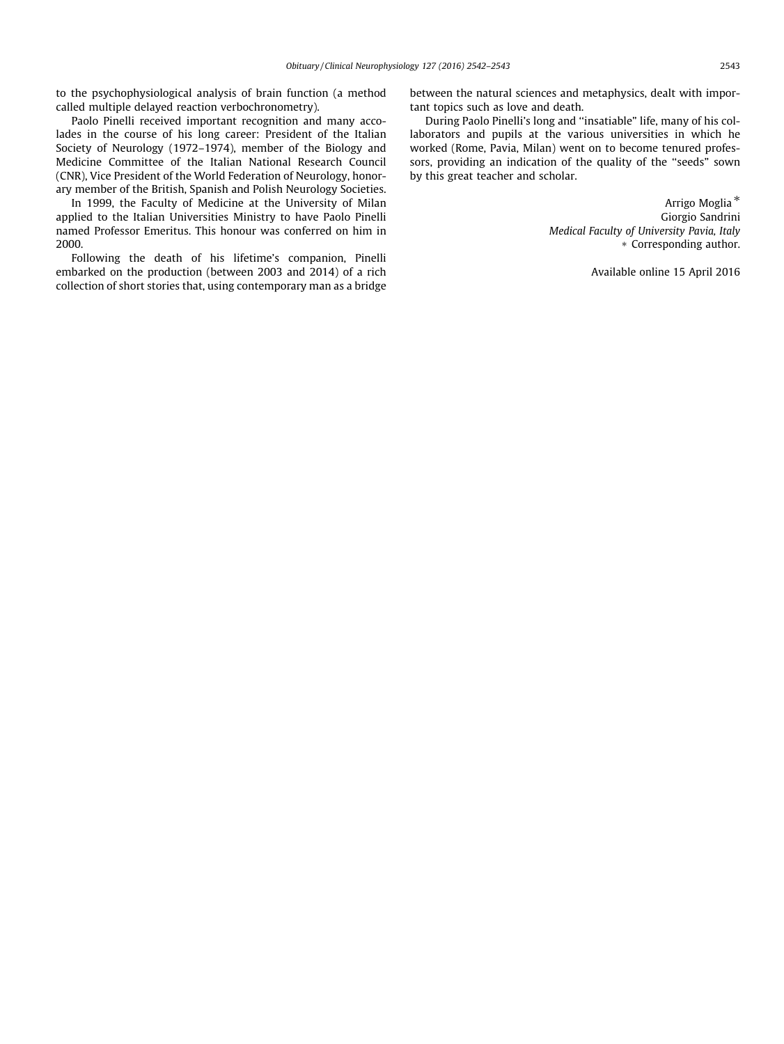to the psychophysiological analysis of brain function (a method called multiple delayed reaction verbochronometry).

Paolo Pinelli received important recognition and many accolades in the course of his long career: President of the Italian Society of Neurology (1972–1974), member of the Biology and Medicine Committee of the Italian National Research Council (CNR), Vice President of the World Federation of Neurology, honorary member of the British, Spanish and Polish Neurology Societies.

In 1999, the Faculty of Medicine at the University of Milan applied to the Italian Universities Ministry to have Paolo Pinelli named Professor Emeritus. This honour was conferred on him in 2000.

Following the death of his lifetime's companion, Pinelli embarked on the production (between 2003 and 2014) of a rich collection of short stories that, using contemporary man as a bridge between the natural sciences and metaphysics, dealt with important topics such as love and death.

During Paolo Pinelli's long and "insatiable" life, many of his collaborators and pupils at the various universities in which he worked (Rome, Pavia, Milan) went on to become tenured professors, providing an indication of the quality of the "seeds" sown by this great teacher and scholar.

Arrigo Moglia *
Giorgio Sandrini
*Medical Faculty of University Pavia, Italy*
* Corresponding author.

Available online 15 April 2016